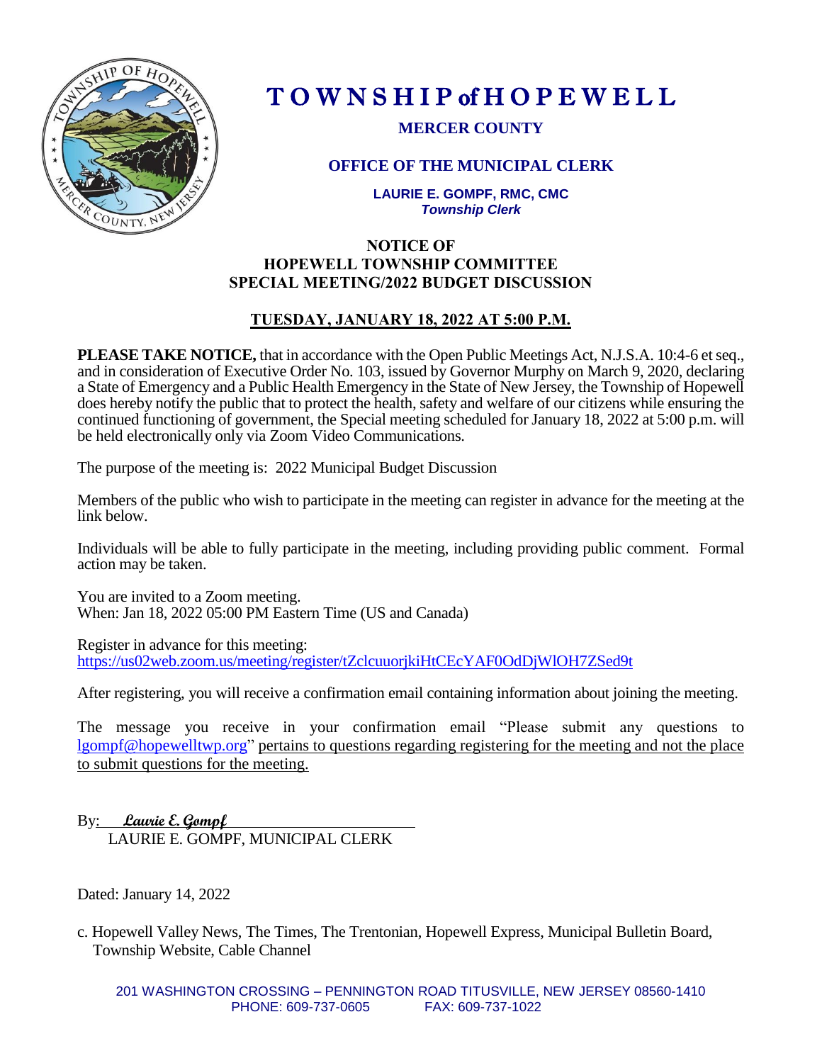# TOWNSHIP of HOPEWELL

**MERCER COUNTY**

**OFFICE OF THE MUNICIPAL CLERK**

**LAURIE E. GOMPF, RMC, CMC**
***Township Clerk***

## NOTICE OF HOPEWELL TOWNSHIP COMMITTEE SPECIAL MEETING/2022 BUDGET DISCUSSION

**TUESDAY, JANUARY 18, 2022 AT 5:00 P.M.**

**PLEASE TAKE NOTICE,** that in accordance with the Open Public Meetings Act, N.J.S.A. 10:4-6 et seq., and in consideration of Executive Order No. 103, issued by Governor Murphy on March 9, 2020, declaring a State of Emergency and a Public Health Emergency in the State of New Jersey, the Township of Hopewell does hereby notify the public that to protect the health, safety and welfare of our citizens while ensuring the continued functioning of government, the Special meeting scheduled for January 18, 2022 at 5:00 p.m. will be held electronically only via Zoom Video Communications.

The purpose of the meeting is: 2022 Municipal Budget Discussion

Members of the public who wish to participate in the meeting can register in advance for the meeting at the link below.

Individuals will be able to fully participate in the meeting, including providing public comment. Formal action may be taken.

You are invited to a Zoom meeting.
When: Jan 18, 2022 05:00 PM Eastern Time (US and Canada)

Register in advance for this meeting:
https://us02web.zoom.us/meeting/register/tZclcuuorjkiHtCEcYAF0OdDjWlOH7ZSed9t

After registering, you will receive a confirmation email containing information about joining the meeting.

The message you receive in your confirmation email "Please submit any questions to lgompf@hopewelltwp.org" pertains to questions regarding registering for the meeting and not the place to submit questions for the meeting.

By: *Laurie E. Gompf*
LAURIE E. GOMPF, MUNICIPAL CLERK

Dated: January 14, 2022

c. Hopewell Valley News, The Times, The Trentonian, Hopewell Express, Municipal Bulletin Board, Township Website, Cable Channel

201 WASHINGTON CROSSING – PENNINGTON ROAD TITUSVILLE, NEW JERSEY 08560-1410
PHONE: 609-737-0605 FAX: 609-737-1022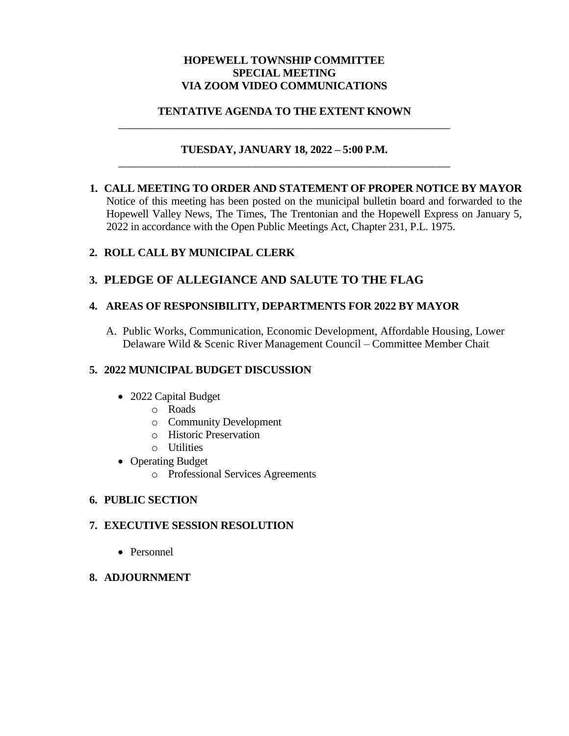**HOPEWELL TOWNSHIP COMMITTEE**
**SPECIAL MEETING**
**VIA ZOOM VIDEO COMMUNICATIONS**

**TENTATIVE AGENDA TO THE EXTENT KNOWN**

---

**TUESDAY, JANUARY 18, 2022 – 5:00 P.M.**

---

1. **CALL MEETING TO ORDER AND STATEMENT OF PROPER NOTICE BY MAYOR**
   Notice of this meeting has been posted on the municipal bulletin board and forwarded to the Hopewell Valley News, The Times, The Trentonian and the Hopewell Express on January 5, 2022 in accordance with the Open Public Meetings Act, Chapter 231, P.L. 1975.

2. **ROLL CALL BY MUNICIPAL CLERK**

3. **PLEDGE OF ALLEGIANCE AND SALUTE TO THE FLAG**

4. **AREAS OF RESPONSIBILITY, DEPARTMENTS FOR 2022 BY MAYOR**

   A. Public Works, Communication, Economic Development, Affordable Housing, Lower Delaware Wild & Scenic River Management Council – Committee Member Chait

5. **2022 MUNICIPAL BUDGET DISCUSSION**

   - 2022 Capital Budget
     - Roads
     - Community Development
     - Historic Preservation
     - Utilities
   - Operating Budget
     - Professional Services Agreements

6. **PUBLIC SECTION**

7. **EXECUTIVE SESSION RESOLUTION**

   - Personnel

8. **ADJOURNMENT**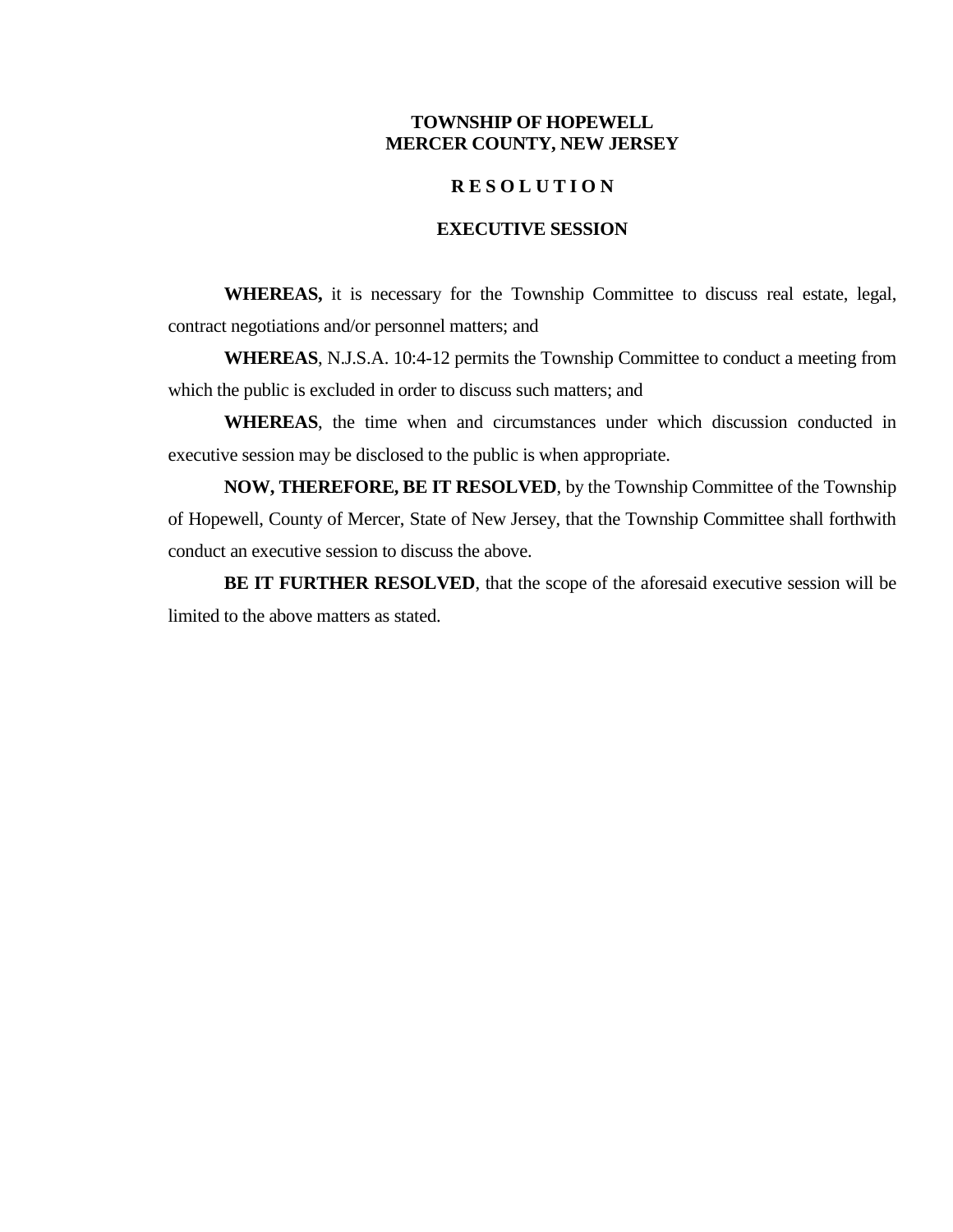**TOWNSHIP OF HOPEWELL**
**MERCER COUNTY, NEW JERSEY**

**R E S O L U T I O N**

**EXECUTIVE SESSION**

**WHEREAS,** it is necessary for the Township Committee to discuss real estate, legal, contract negotiations and/or personnel matters; and

**WHEREAS**, N.J.S.A. 10:4-12 permits the Township Committee to conduct a meeting from which the public is excluded in order to discuss such matters; and

**WHEREAS**, the time when and circumstances under which discussion conducted in executive session may be disclosed to the public is when appropriate.

**NOW, THEREFORE, BE IT RESOLVED**, by the Township Committee of the Township of Hopewell, County of Mercer, State of New Jersey, that the Township Committee shall forthwith conduct an executive session to discuss the above.

**BE IT FURTHER RESOLVED**, that the scope of the aforesaid executive session will be limited to the above matters as stated.